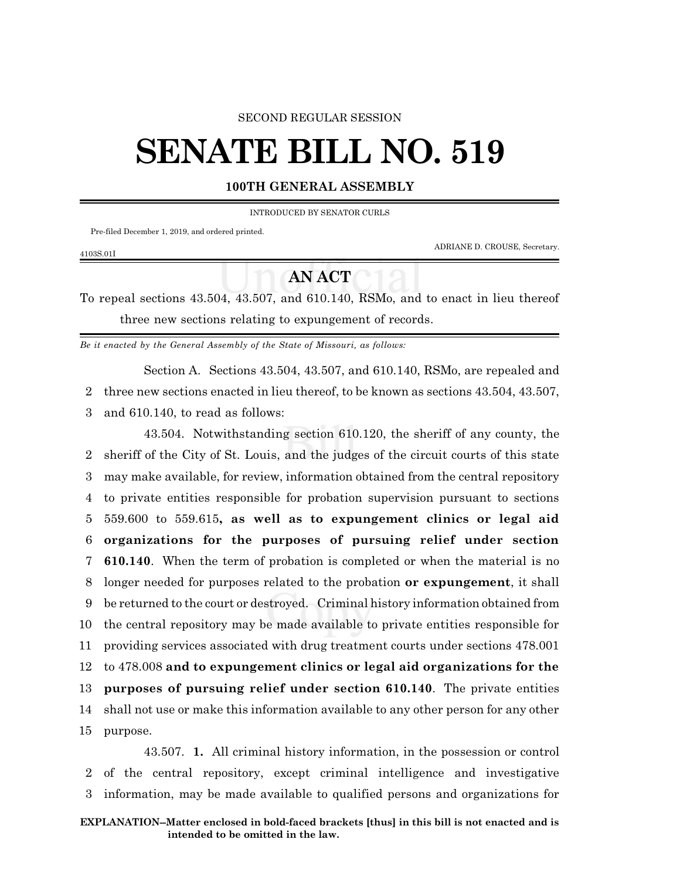SECOND REGULAR SESSION

# SENATE BILL NO. 519

## 100TH GENERAL ASSEMBLY

INTRODUCED BY SENATOR CURLS

Pre-filed December 1, 2019, and ordered printed.

ADRIANE D. CROUSE, Secretary.

4103S.01I

## AN ACT

To repeal sections 43.504, 43.507, and 610.140, RSMo, and to enact in lieu thereof three new sections relating to expungement of records.

*Be it enacted by the General Assembly of the State of Missouri, as follows:*

Section A. Sections 43.504, 43.507, and 610.140, RSMo, are repealed and three new sections enacted in lieu thereof, to be known as sections 43.504, 43.507, and 610.140, to read as follows:

43.504. Notwithstanding section 610.120, the sheriff of any county, the sheriff of the City of St. Louis, and the judges of the circuit courts of this state may make available, for review, information obtained from the central repository to private entities responsible for probation supervision pursuant to sections 559.600 to 559.615**, as well as to expungement clinics or legal aid organizations for the purposes of pursuing relief under section 610.140**. When the term of probation is completed or when the material is no longer needed for purposes related to the probation **or expungement**, it shall be returned to the court or destroyed. Criminal history information obtained from the central repository may be made available to private entities responsible for providing services associated with drug treatment courts under sections 478.001 to 478.008 **and to expungement clinics or legal aid organizations for the purposes of pursuing relief under section 610.140**. The private entities shall not use or make this information available to any other person for any other purpose.

43.507. **1.** All criminal history information, in the possession or control of the central repository, except criminal intelligence and investigative information, may be made available to qualified persons and organizations for

**EXPLANATION–Matter enclosed in bold-faced brackets [thus] in this bill is not enacted and is intended to be omitted in the law.**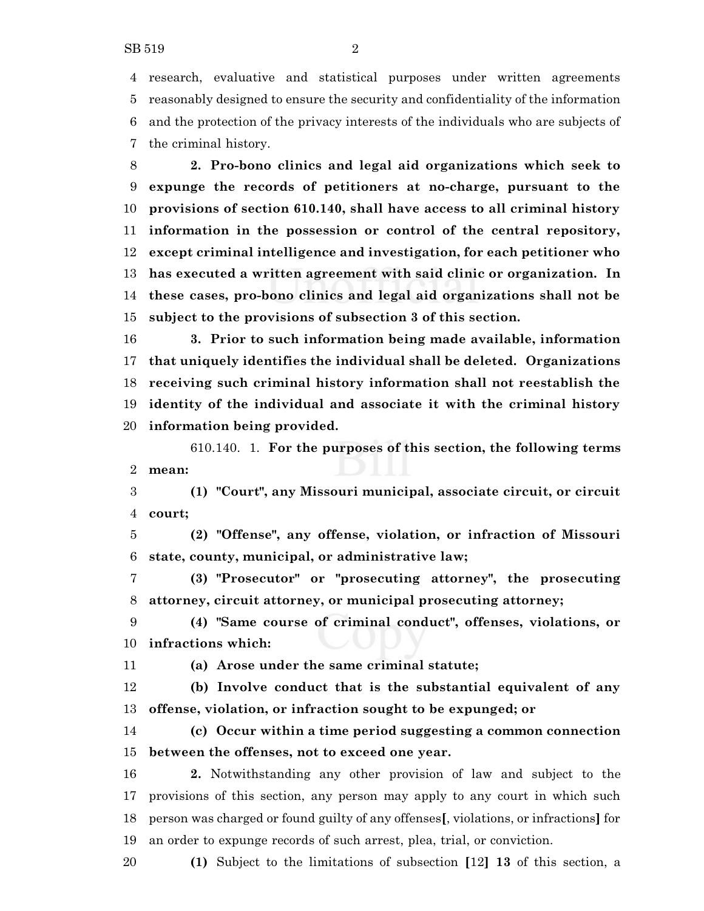research, evaluative and statistical purposes under written agreements reasonably designed to ensure the security and confidentiality of the information and the protection of the privacy interests of the individuals who are subjects of the criminal history.

**2. Pro-bono clinics and legal aid organizations which seek to expunge the records of petitioners at no-charge, pursuant to the provisions of section 610.140, shall have access to all criminal history information in the possession or control of the central repository, except criminal intelligence and investigation, for each petitioner who has executed a written agreement with said clinic or organization. In these cases, pro-bono clinics and legal aid organizations shall not be subject to the provisions of subsection 3 of this section.**

**3. Prior to such information being made available, information that uniquely identifies the individual shall be deleted. Organizations receiving such criminal history information shall not reestablish the identity of the individual and associate it with the criminal history information being provided.**

610.140. 1. **For the purposes of this section, the following terms mean:**

**(1) "Court", any Missouri municipal, associate circuit, or circuit court;**

**(2) "Offense", any offense, violation, or infraction of Missouri state, county, municipal, or administrative law;**

**(3) "Prosecutor" or "prosecuting attorney", the prosecuting attorney, circuit attorney, or municipal prosecuting attorney;**

**(4) "Same course of criminal conduct", offenses, violations, or infractions which:**

**(a) Arose under the same criminal statute;**

**(b) Involve conduct that is the substantial equivalent of any offense, violation, or infraction sought to be expunged; or**

**(c) Occur within a time period suggesting a common connection between the offenses, not to exceed one year.**

**2.** Notwithstanding any other provision of law and subject to the provisions of this section, any person may apply to any court in which such person was charged or found guilty of any offenses**[**, violations, or infractions**]** for an order to expunge records of such arrest, plea, trial, or conviction.

**(1)** Subject to the limitations of subsection **[**12**] 13** of this section, a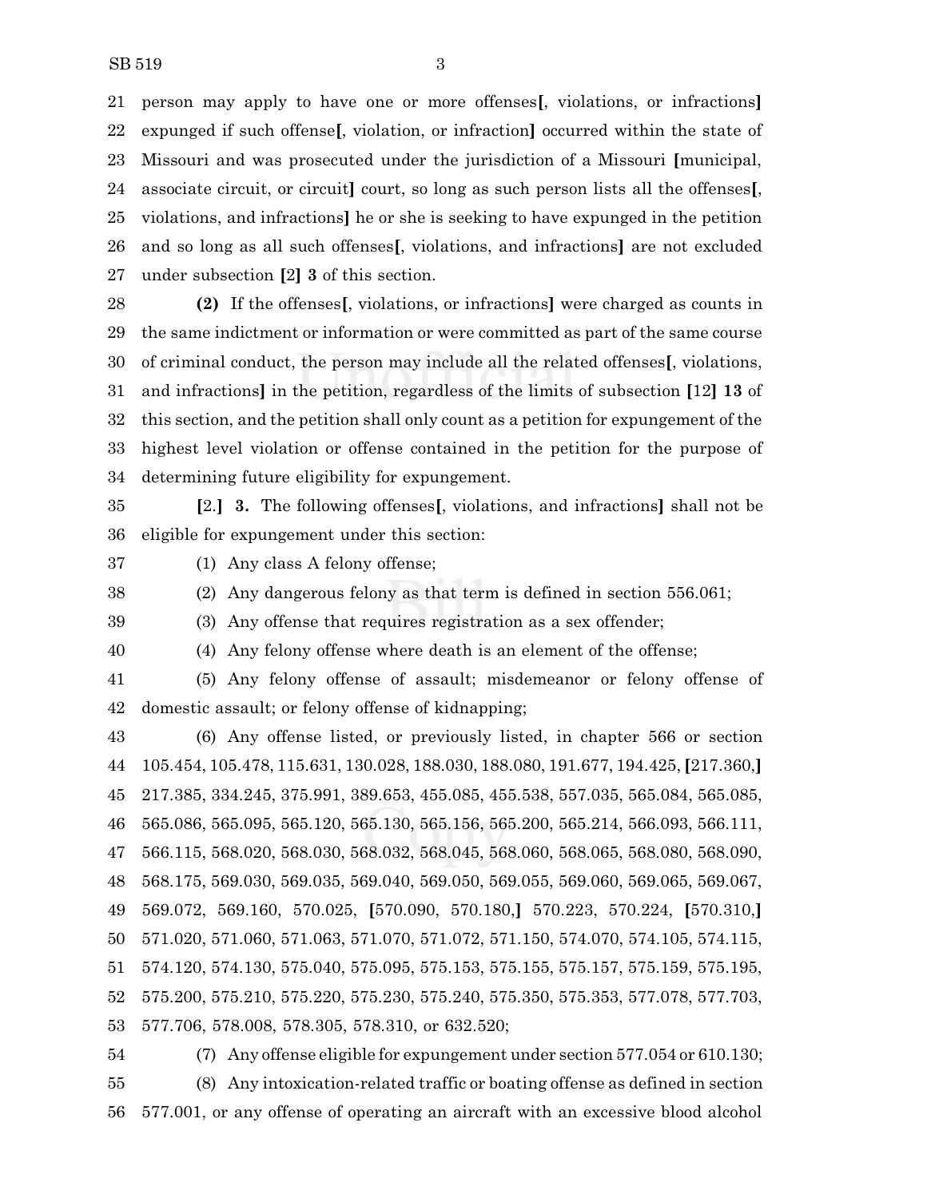21 person may apply to have one or more offenses**[**, violations, or infractions**]**
22 expunged if such offense**[**, violation, or infraction**]** occurred within the state of
23 Missouri and was prosecuted under the jurisdiction of a Missouri **[**municipal,
24 associate circuit, or circuit**]** court, so long as such person lists all the offenses**[**,
25 violations, and infractions**]** he or she is seeking to have expunged in the petition
26 and so long as all such offenses**[**, violations, and infractions**]** are not excluded
27 under subsection **[**2**] 3** of this section.

28 **(2)** If the offenses**[**, violations, or infractions**]** were charged as counts in
29 the same indictment or information or were committed as part of the same course
30 of criminal conduct, the person may include all the related offenses**[**, violations,
31 and infractions**]** in the petition, regardless of the limits of subsection **[**12**] 13** of
32 this section, and the petition shall only count as a petition for expungement of the
33 highest level violation or offense contained in the petition for the purpose of
34 determining future eligibility for expungement.

35 **[**2.**] 3.** The following offenses**[**, violations, and infractions**]** shall not be
36 eligible for expungement under this section:

37 (1) Any class A felony offense;

38 (2) Any dangerous felony as that term is defined in section 556.061;

39 (3) Any offense that requires registration as a sex offender;

40 (4) Any felony offense where death is an element of the offense;

41 (5) Any felony offense of assault; misdemeanor or felony offense of
42 domestic assault; or felony offense of kidnapping;

43 (6) Any offense listed, or previously listed, in chapter 566 or section
44 105.454, 105.478, 115.631, 130.028, 188.030, 188.080, 191.677, 194.425, **[**217.360,**]**
45 217.385, 334.245, 375.991, 389.653, 455.085, 455.538, 557.035, 565.084, 565.085,
46 565.086, 565.095, 565.120, 565.130, 565.156, 565.200, 565.214, 566.093, 566.111,
47 566.115, 568.020, 568.030, 568.032, 568.045, 568.060, 568.065, 568.080, 568.090,
48 568.175, 569.030, 569.035, 569.040, 569.050, 569.055, 569.060, 569.065, 569.067,
49 569.072, 569.160, 570.025, **[**570.090, 570.180,**]** 570.223, 570.224, **[**570.310,**]**
50 571.020, 571.060, 571.063, 571.070, 571.072, 571.150, 574.070, 574.105, 574.115,
51 574.120, 574.130, 575.040, 575.095, 575.153, 575.155, 575.157, 575.159, 575.195,
52 575.200, 575.210, 575.220, 575.230, 575.240, 575.350, 575.353, 577.078, 577.703,
53 577.706, 578.008, 578.305, 578.310, or 632.520;

54 (7) Any offense eligible for expungement under section 577.054 or 610.130;

55 (8) Any intoxication-related traffic or boating offense as defined in section
56 577.001, or any offense of operating an aircraft with an excessive blood alcohol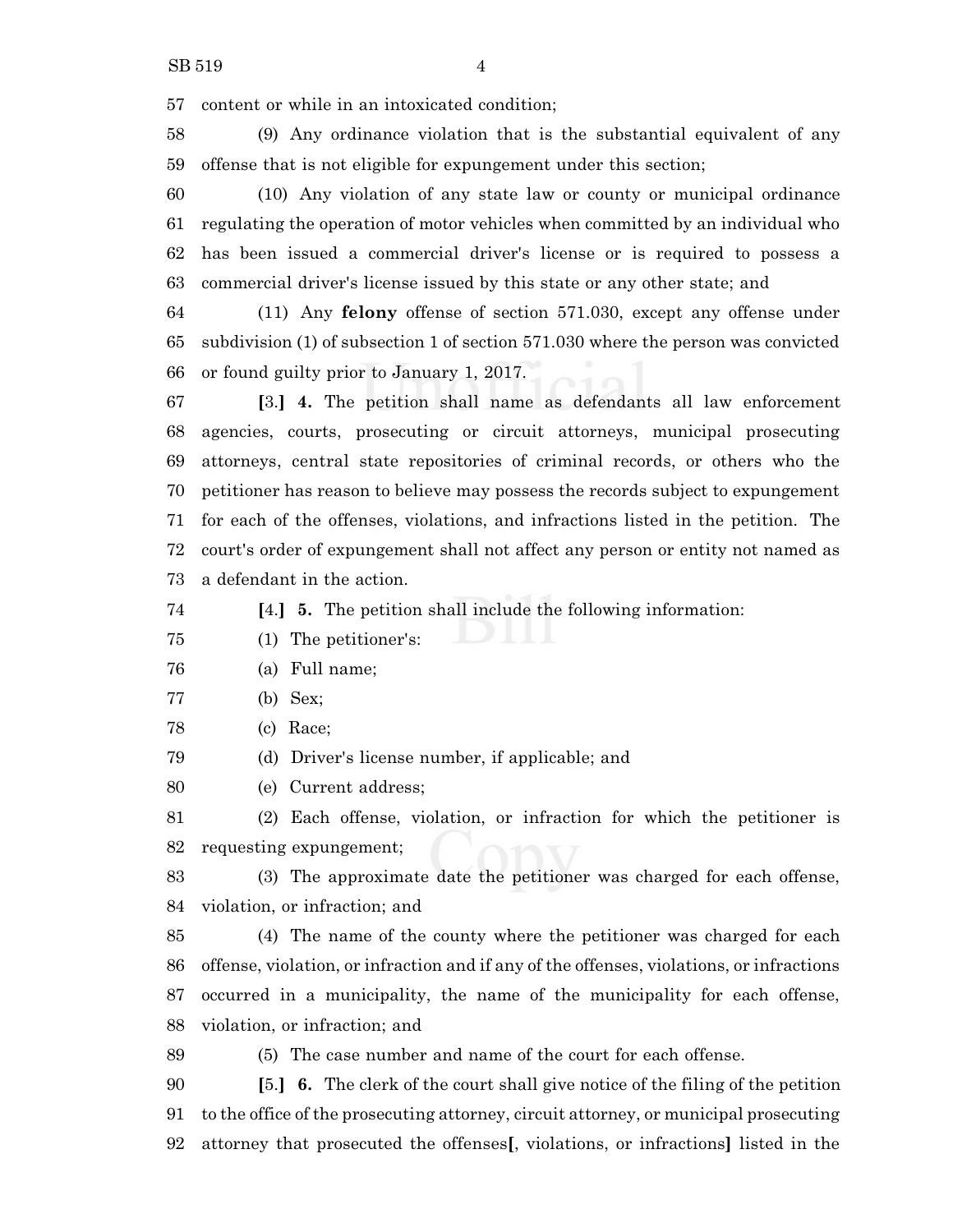content or while in an intoxicated condition;

(9) Any ordinance violation that is the substantial equivalent of any offense that is not eligible for expungement under this section;

(10) Any violation of any state law or county or municipal ordinance regulating the operation of motor vehicles when committed by an individual who has been issued a commercial driver's license or is required to possess a commercial driver's license issued by this state or any other state; and

(11) Any **felony** offense of section 571.030, except any offense under subdivision (1) of subsection 1 of section 571.030 where the person was convicted or found guilty prior to January 1, 2017.

**[**3.**]** **4.** The petition shall name as defendants all law enforcement agencies, courts, prosecuting or circuit attorneys, municipal prosecuting attorneys, central state repositories of criminal records, or others who the petitioner has reason to believe may possess the records subject to expungement for each of the offenses, violations, and infractions listed in the petition. The court's order of expungement shall not affect any person or entity not named as a defendant in the action.

**[**4.**]** **5.** The petition shall include the following information:

(1) The petitioner's:

(a) Full name;

(b) Sex;

(c) Race;

(d) Driver's license number, if applicable; and

(e) Current address;

(2) Each offense, violation, or infraction for which the petitioner is requesting expungement;

(3) The approximate date the petitioner was charged for each offense, violation, or infraction; and

(4) The name of the county where the petitioner was charged for each offense, violation, or infraction and if any of the offenses, violations, or infractions occurred in a municipality, the name of the municipality for each offense, violation, or infraction; and

(5) The case number and name of the court for each offense.

**[**5.**]** **6.** The clerk of the court shall give notice of the filing of the petition to the office of the prosecuting attorney, circuit attorney, or municipal prosecuting attorney that prosecuted the offenses**[**, violations, or infractions**]** listed in the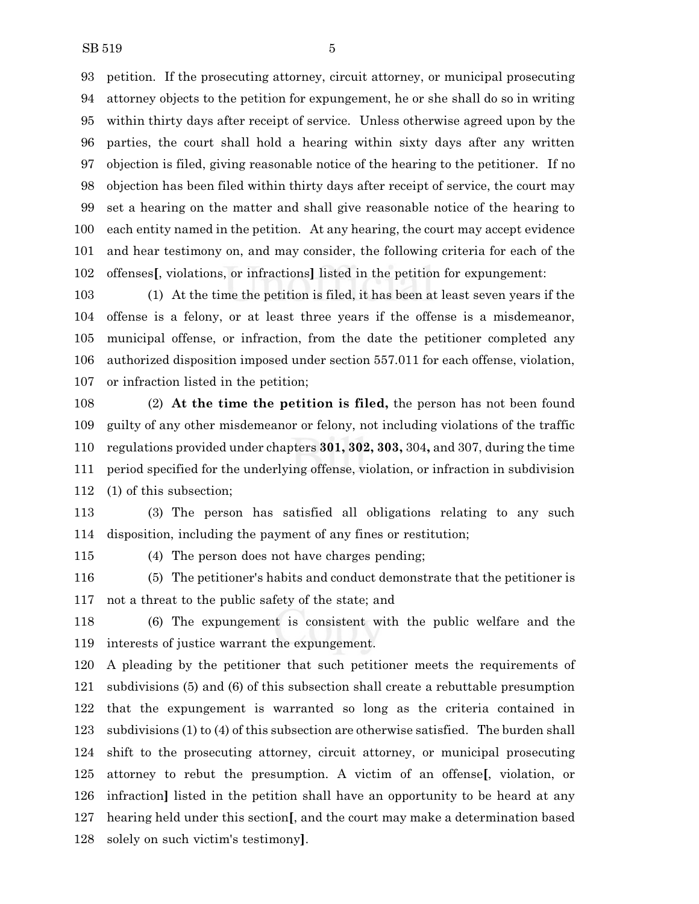petition. If the prosecuting attorney, circuit attorney, or municipal prosecuting attorney objects to the petition for expungement, he or she shall do so in writing within thirty days after receipt of service. Unless otherwise agreed upon by the parties, the court shall hold a hearing within sixty days after any written objection is filed, giving reasonable notice of the hearing to the petitioner. If no objection has been filed within thirty days after receipt of service, the court may set a hearing on the matter and shall give reasonable notice of the hearing to each entity named in the petition. At any hearing, the court may accept evidence and hear testimony on, and may consider, the following criteria for each of the offenses**[**, violations, or infractions**]** listed in the petition for expungement:

(1) At the time the petition is filed, it has been at least seven years if the offense is a felony, or at least three years if the offense is a misdemeanor, municipal offense, or infraction, from the date the petitioner completed any authorized disposition imposed under section 557.011 for each offense, violation, or infraction listed in the petition;

(2) **At the time the petition is filed,** the person has not been found guilty of any other misdemeanor or felony, not including violations of the traffic regulations provided under chapters **301, 302, 303,** 304**,** and 307, during the time period specified for the underlying offense, violation, or infraction in subdivision (1) of this subsection;

(3) The person has satisfied all obligations relating to any such disposition, including the payment of any fines or restitution;

(4) The person does not have charges pending;

(5) The petitioner's habits and conduct demonstrate that the petitioner is not a threat to the public safety of the state; and

(6) The expungement is consistent with the public welfare and the interests of justice warrant the expungement.

A pleading by the petitioner that such petitioner meets the requirements of subdivisions (5) and (6) of this subsection shall create a rebuttable presumption that the expungement is warranted so long as the criteria contained in subdivisions (1) to (4) of this subsection are otherwise satisfied. The burden shall shift to the prosecuting attorney, circuit attorney, or municipal prosecuting attorney to rebut the presumption. A victim of an offense**[**, violation, or infraction**]** listed in the petition shall have an opportunity to be heard at any hearing held under this section**[**, and the court may make a determination based solely on such victim's testimony**]**.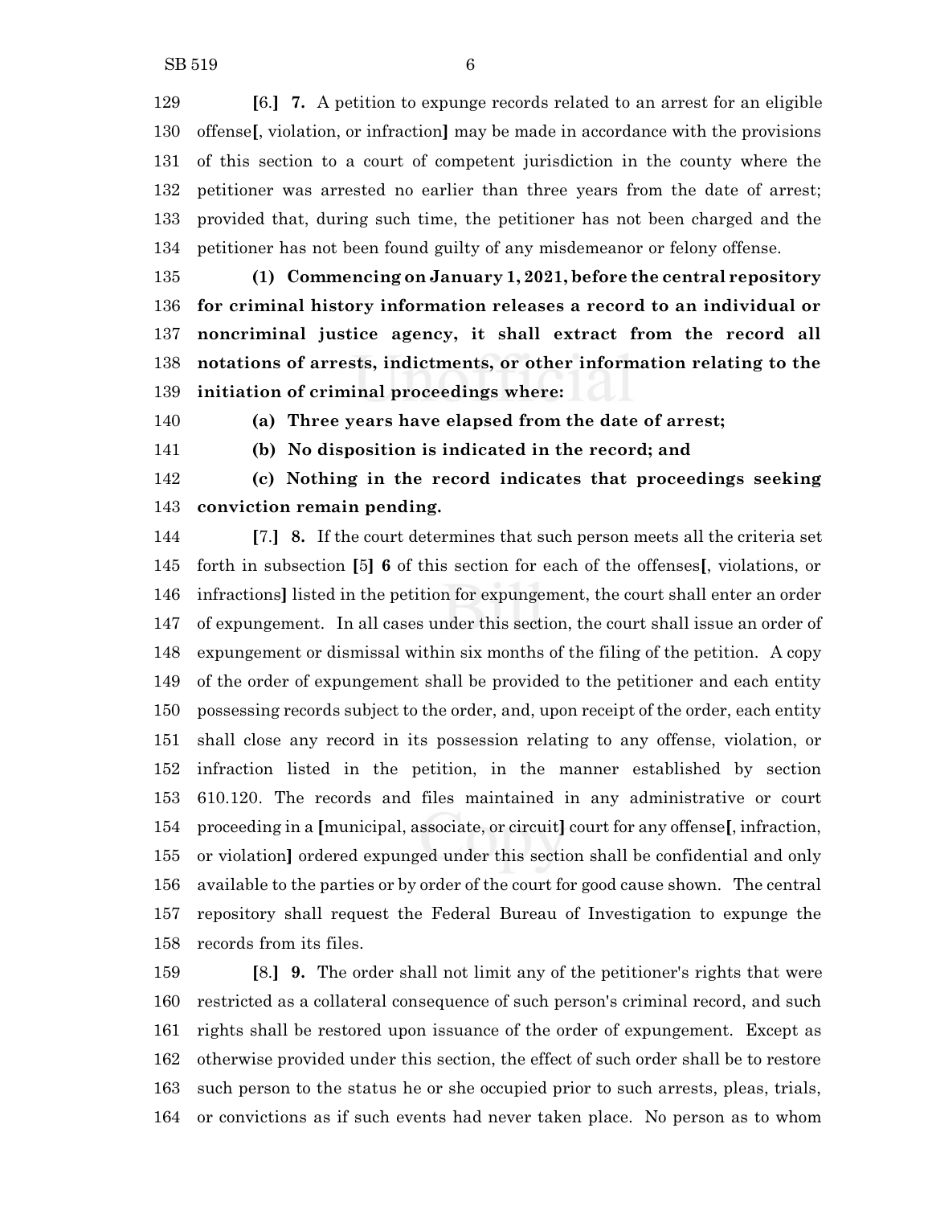[6.] **7.** A petition to expunge records related to an arrest for an eligible offense[, violation, or infraction] may be made in accordance with the provisions of this section to a court of competent jurisdiction in the county where the petitioner was arrested no earlier than three years from the date of arrest; provided that, during such time, the petitioner has not been charged and the petitioner has not been found guilty of any misdemeanor or felony offense.

**(1) Commencing on January 1, 2021, before the central repository for criminal history information releases a record to an individual or noncriminal justice agency, it shall extract from the record all notations of arrests, indictments, or other information relating to the initiation of criminal proceedings where:**

**(a) Three years have elapsed from the date of arrest;**

**(b) No disposition is indicated in the record; and**

**(c) Nothing in the record indicates that proceedings seeking conviction remain pending.**

[7.] **8.** If the court determines that such person meets all the criteria set forth in subsection [5] **6** of this section for each of the offenses[, violations, or infractions] listed in the petition for expungement, the court shall enter an order of expungement. In all cases under this section, the court shall issue an order of expungement or dismissal within six months of the filing of the petition. A copy of the order of expungement shall be provided to the petitioner and each entity possessing records subject to the order, and, upon receipt of the order, each entity shall close any record in its possession relating to any offense, violation, or infraction listed in the petition, in the manner established by section 610.120. The records and files maintained in any administrative or court proceeding in a [municipal, associate, or circuit] court for any offense[, infraction, or violation] ordered expunged under this section shall be confidential and only available to the parties or by order of the court for good cause shown. The central repository shall request the Federal Bureau of Investigation to expunge the records from its files.

[8.] **9.** The order shall not limit any of the petitioner's rights that were restricted as a collateral consequence of such person's criminal record, and such rights shall be restored upon issuance of the order of expungement. Except as otherwise provided under this section, the effect of such order shall be to restore such person to the status he or she occupied prior to such arrests, pleas, trials, or convictions as if such events had never taken place. No person as to whom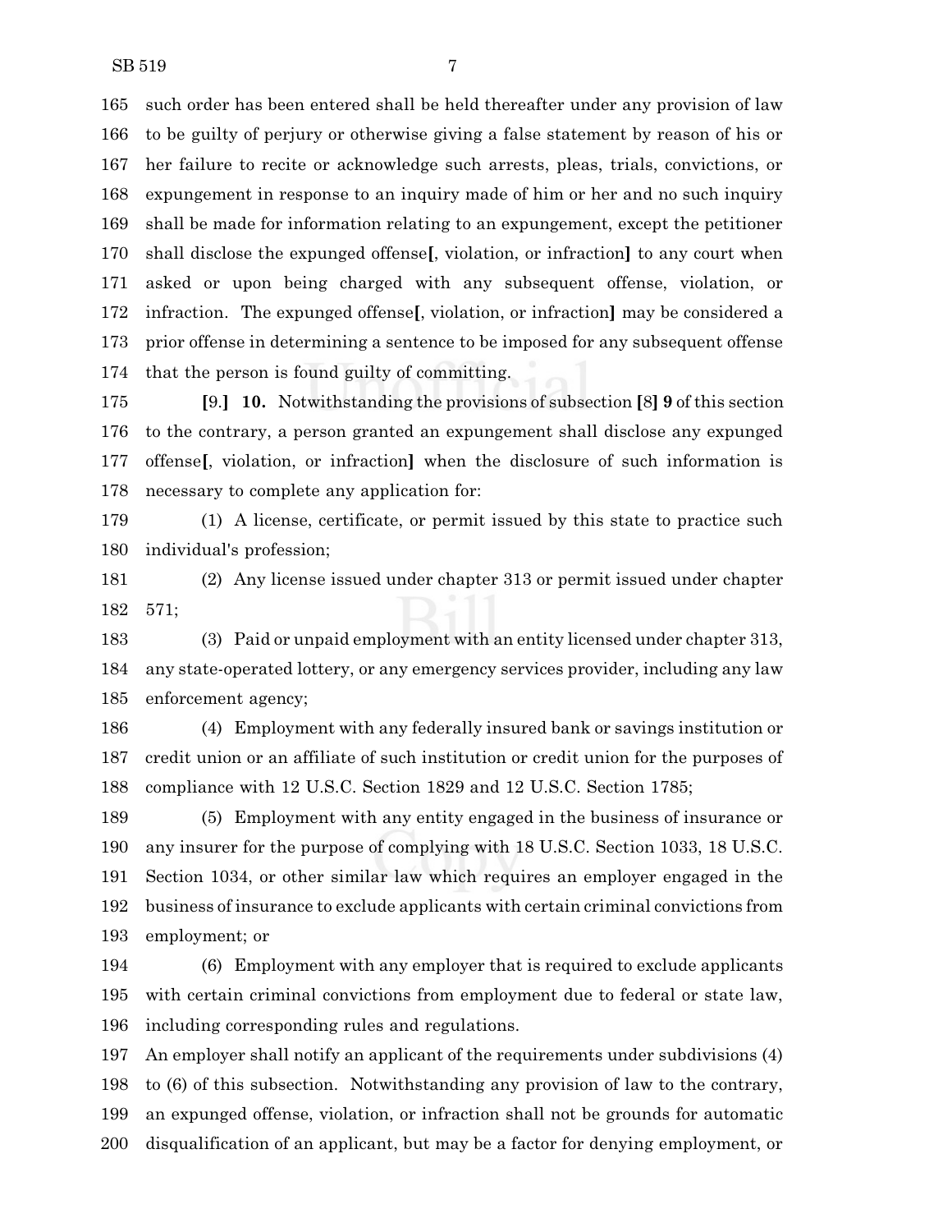165 such order has been entered shall be held thereafter under any provision of law
166 to be guilty of perjury or otherwise giving a false statement by reason of his or
167 her failure to recite or acknowledge such arrests, pleas, trials, convictions, or
168 expungement in response to an inquiry made of him or her and no such inquiry
169 shall be made for information relating to an expungement, except the petitioner
170 shall disclose the expunged offense**[**, violation, or infraction**]** to any court when
171 asked or upon being charged with any subsequent offense, violation, or
172 infraction. The expunged offense**[**, violation, or infraction**]** may be considered a
173 prior offense in determining a sentence to be imposed for any subsequent offense
174 that the person is found guilty of committing.

175 **[**9.**]** **10.** Notwithstanding the provisions of subsection **[**8**]** **9** of this section
176 to the contrary, a person granted an expungement shall disclose any expunged
177 offense**[**, violation, or infraction**]** when the disclosure of such information is
178 necessary to complete any application for:

179 (1) A license, certificate, or permit issued by this state to practice such
180 individual's profession;

181 (2) Any license issued under chapter 313 or permit issued under chapter
182 571;

183 (3) Paid or unpaid employment with an entity licensed under chapter 313,
184 any state-operated lottery, or any emergency services provider, including any law
185 enforcement agency;

186 (4) Employment with any federally insured bank or savings institution or
187 credit union or an affiliate of such institution or credit union for the purposes of
188 compliance with 12 U.S.C. Section 1829 and 12 U.S.C. Section 1785;

189 (5) Employment with any entity engaged in the business of insurance or
190 any insurer for the purpose of complying with 18 U.S.C. Section 1033, 18 U.S.C.
191 Section 1034, or other similar law which requires an employer engaged in the
192 business of insurance to exclude applicants with certain criminal convictions from
193 employment; or

194 (6) Employment with any employer that is required to exclude applicants
195 with certain criminal convictions from employment due to federal or state law,
196 including corresponding rules and regulations.

197 An employer shall notify an applicant of the requirements under subdivisions (4)
198 to (6) of this subsection. Notwithstanding any provision of law to the contrary,
199 an expunged offense, violation, or infraction shall not be grounds for automatic
200 disqualification of an applicant, but may be a factor for denying employment, or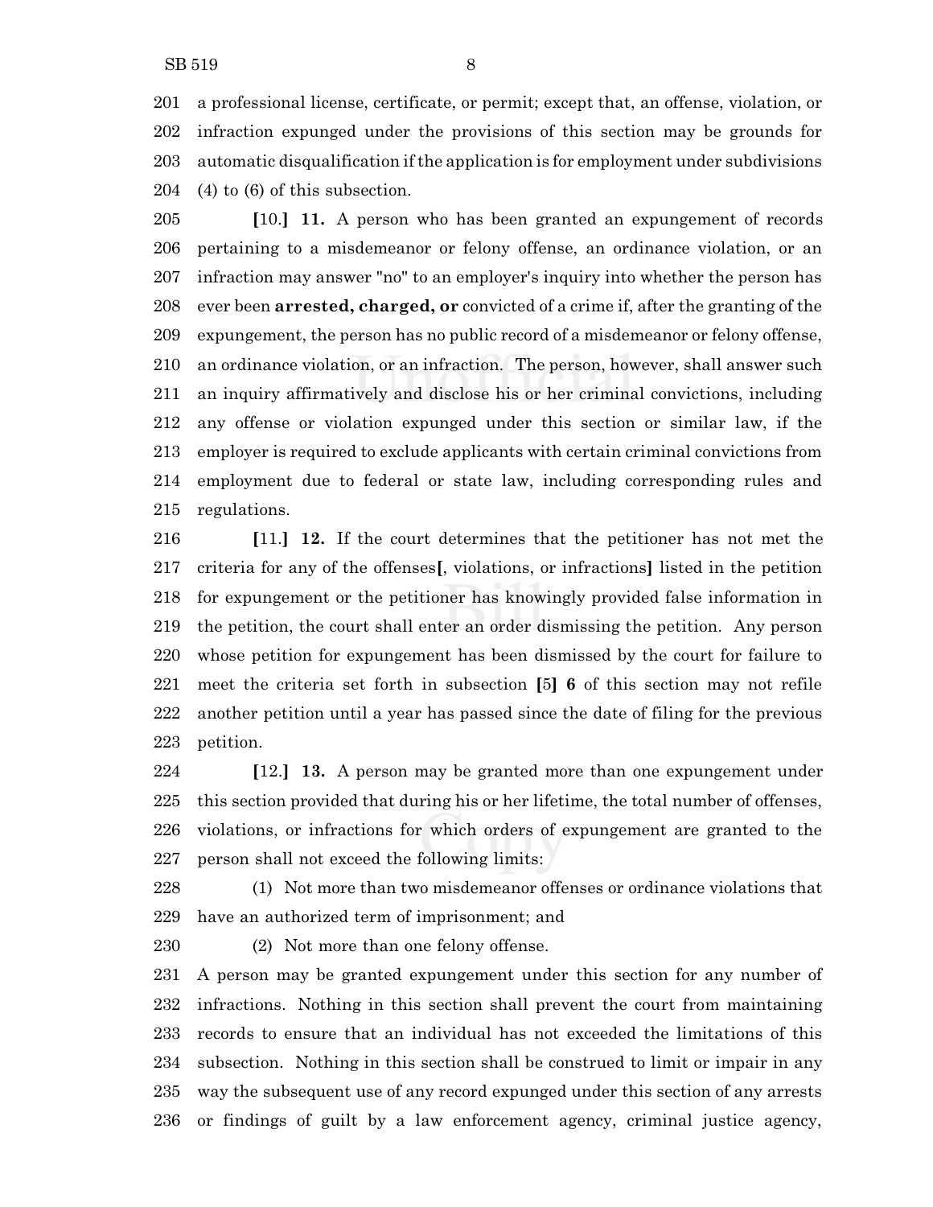201 a professional license, certificate, or permit; except that, an offense, violation, or
202 infraction expunged under the provisions of this section may be grounds for
203 automatic disqualification if the application is for employment under subdivisions
204 (4) to (6) of this subsection.

205 [10.] **11.** A person who has been granted an expungement of records
206 pertaining to a misdemeanor or felony offense, an ordinance violation, or an
207 infraction may answer "no" to an employer's inquiry into whether the person has
208 ever been **arrested, charged, or** convicted of a crime if, after the granting of the
209 expungement, the person has no public record of a misdemeanor or felony offense,
210 an ordinance violation, or an infraction. The person, however, shall answer such
211 an inquiry affirmatively and disclose his or her criminal convictions, including
212 any offense or violation expunged under this section or similar law, if the
213 employer is required to exclude applicants with certain criminal convictions from
214 employment due to federal or state law, including corresponding rules and
215 regulations.

216 [11.] **12.** If the court determines that the petitioner has not met the
217 criteria for any of the offenses[, violations, or infractions] listed in the petition
218 for expungement or the petitioner has knowingly provided false information in
219 the petition, the court shall enter an order dismissing the petition. Any person
220 whose petition for expungement has been dismissed by the court for failure to
221 meet the criteria set forth in subsection [5] **6** of this section may not refile
222 another petition until a year has passed since the date of filing for the previous
223 petition.

224 [12.] **13.** A person may be granted more than one expungement under
225 this section provided that during his or her lifetime, the total number of offenses,
226 violations, or infractions for which orders of expungement are granted to the
227 person shall not exceed the following limits:

228 (1) Not more than two misdemeanor offenses or ordinance violations that
229 have an authorized term of imprisonment; and

230 (2) Not more than one felony offense.

231 A person may be granted expungement under this section for any number of
232 infractions. Nothing in this section shall prevent the court from maintaining
233 records to ensure that an individual has not exceeded the limitations of this
234 subsection. Nothing in this section shall be construed to limit or impair in any
235 way the subsequent use of any record expunged under this section of any arrests
236 or findings of guilt by a law enforcement agency, criminal justice agency,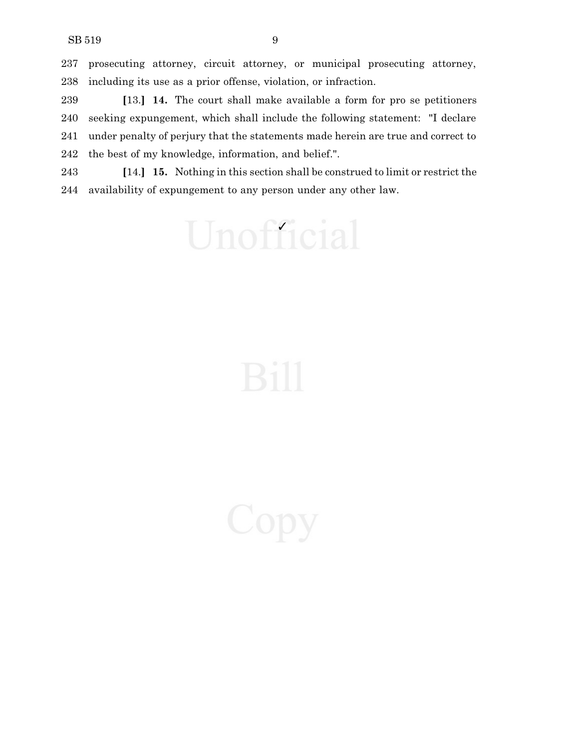237 prosecuting attorney, circuit attorney, or municipal prosecuting attorney,
238 including its use as a prior offense, violation, or infraction.

239 [13.] **14.** The court shall make available a form for pro se petitioners
240 seeking expungement, which shall include the following statement: "I declare
241 under penalty of perjury that the statements made herein are true and correct to
242 the best of my knowledge, information, and belief.".

243 [14.] **15.** Nothing in this section shall be construed to limit or restrict the
244 availability of expungement to any person under any other law.

✓